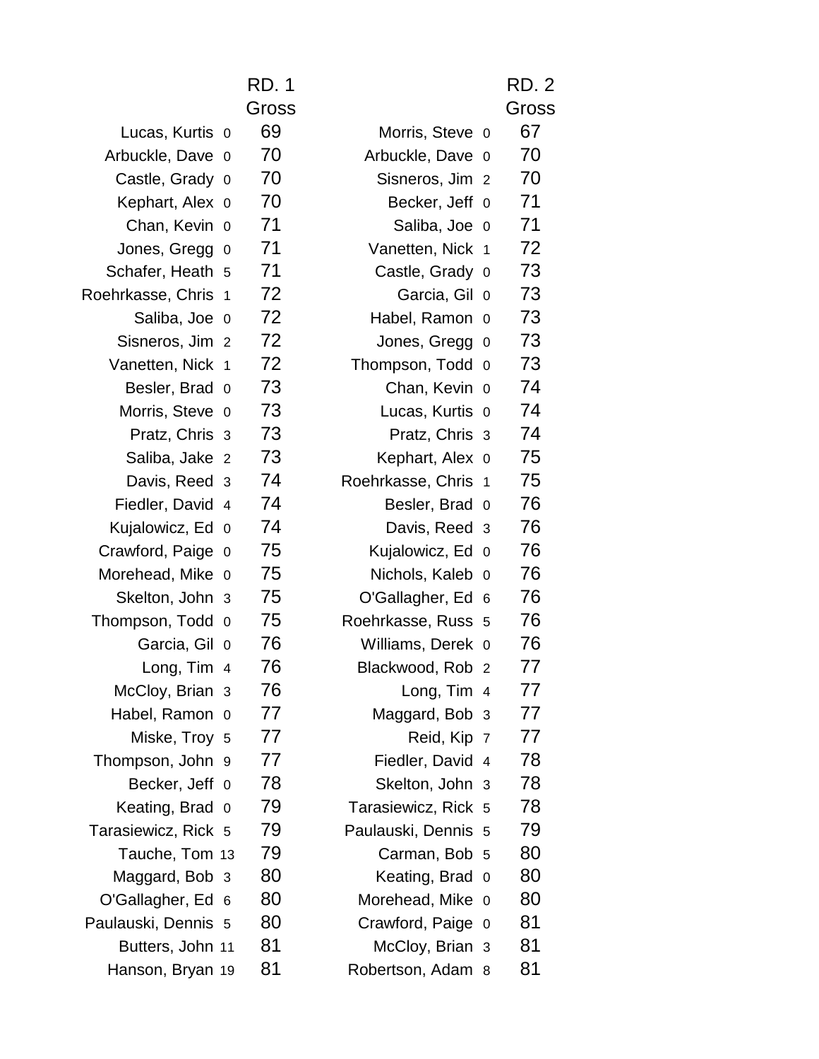| | | RD. 1 Gross | | | RD. 2 Gross |
|---|---|---|---|---|---|
| Lucas, Kurtis | 0 | 69 | Morris, Steve | 0 | 67 |
| Arbuckle, Dave | 0 | 70 | Arbuckle, Dave | 0 | 70 |
| Castle, Grady | 0 | 70 | Sisneros, Jim | 2 | 70 |
| Kephart, Alex | 0 | 70 | Becker, Jeff | 0 | 71 |
| Chan, Kevin | 0 | 71 | Saliba, Joe | 0 | 71 |
| Jones, Gregg | 0 | 71 | Vanetten, Nick | 1 | 72 |
| Schafer, Heath | 5 | 71 | Castle, Grady | 0 | 73 |
| Roehrkasse, Chris | 1 | 72 | Garcia, Gil | 0 | 73 |
| Saliba, Joe | 0 | 72 | Habel, Ramon | 0 | 73 |
| Sisneros, Jim | 2 | 72 | Jones, Gregg | 0 | 73 |
| Vanetten, Nick | 1 | 72 | Thompson, Todd | 0 | 73 |
| Besler, Brad | 0 | 73 | Chan, Kevin | 0 | 74 |
| Morris, Steve | 0 | 73 | Lucas, Kurtis | 0 | 74 |
| Pratz, Chris | 3 | 73 | Pratz, Chris | 3 | 74 |
| Saliba, Jake | 2 | 73 | Kephart, Alex | 0 | 75 |
| Davis, Reed | 3 | 74 | Roehrkasse, Chris | 1 | 75 |
| Fiedler, David | 4 | 74 | Besler, Brad | 0 | 76 |
| Kujalowicz, Ed | 0 | 74 | Davis, Reed | 3 | 76 |
| Crawford, Paige | 0 | 75 | Kujalowicz, Ed | 0 | 76 |
| Morehead, Mike | 0 | 75 | Nichols, Kaleb | 0 | 76 |
| Skelton, John | 3 | 75 | O'Gallagher, Ed | 6 | 76 |
| Thompson, Todd | 0 | 75 | Roehrkasse, Russ | 5 | 76 |
| Garcia, Gil | 0 | 76 | Williams, Derek | 0 | 76 |
| Long, Tim | 4 | 76 | Blackwood, Rob | 2 | 77 |
| McCloy, Brian | 3 | 76 | Long, Tim | 4 | 77 |
| Habel, Ramon | 0 | 77 | Maggard, Bob | 3 | 77 |
| Miske, Troy | 5 | 77 | Reid, Kip | 7 | 77 |
| Thompson, John | 9 | 77 | Fiedler, David | 4 | 78 |
| Becker, Jeff | 0 | 78 | Skelton, John | 3 | 78 |
| Keating, Brad | 0 | 79 | Tarasiewicz, Rick | 5 | 78 |
| Tarasiewicz, Rick | 5 | 79 | Paulauski, Dennis | 5 | 79 |
| Tauche, Tom | 13 | 79 | Carman, Bob | 5 | 80 |
| Maggard, Bob | 3 | 80 | Keating, Brad | 0 | 80 |
| O'Gallagher, Ed | 6 | 80 | Morehead, Mike | 0 | 80 |
| Paulauski, Dennis | 5 | 80 | Crawford, Paige | 0 | 81 |
| Butters, John | 11 | 81 | McCloy, Brian | 3 | 81 |
| Hanson, Bryan | 19 | 81 | Robertson, Adam | 8 | 81 |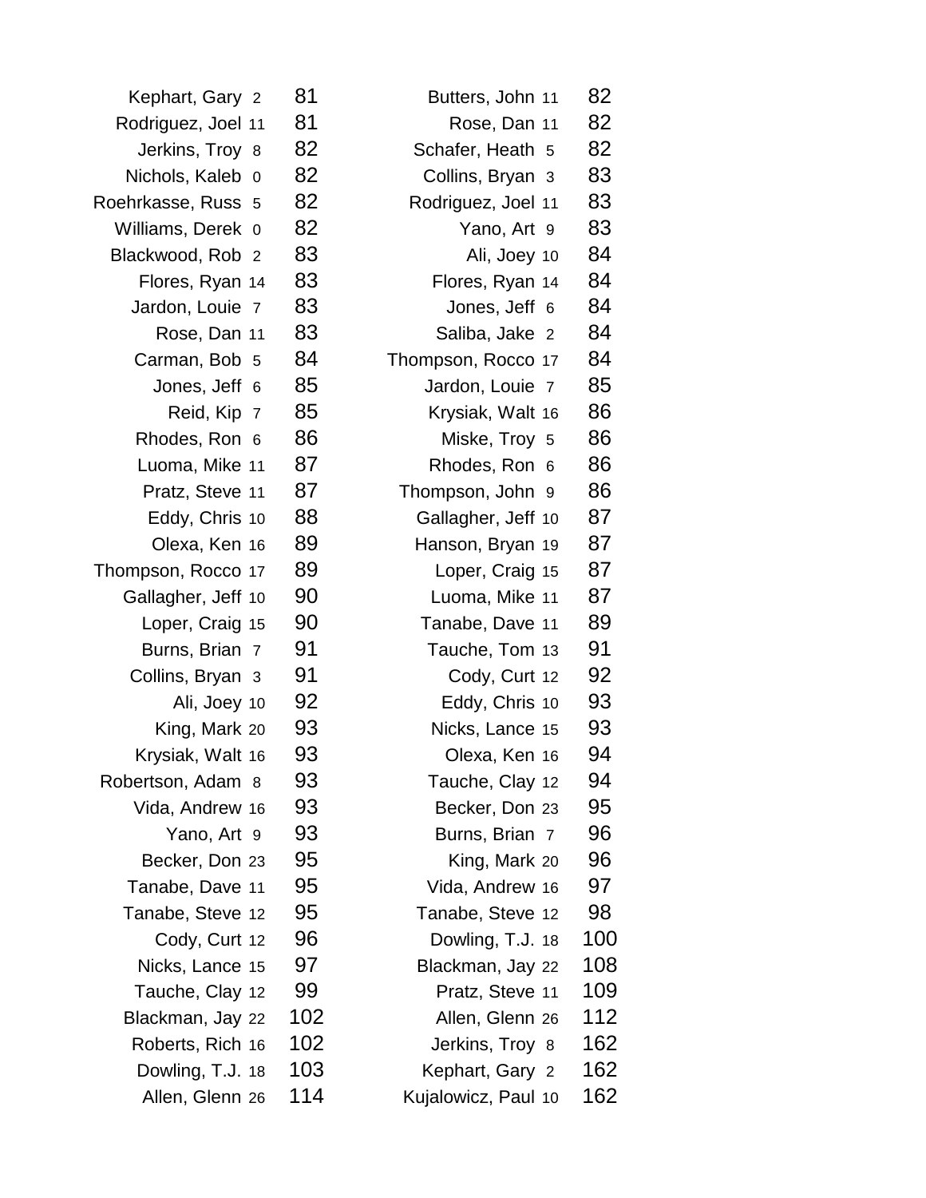| | | | | | |
|---|---|---|---|---|---|
| Kephart, Gary | 2 | 81 | Butters, John | 11 | 82 |
| Rodriguez, Joel | 11 | 81 | Rose, Dan | 11 | 82 |
| Jerkins, Troy | 8 | 82 | Schafer, Heath | 5 | 82 |
| Nichols, Kaleb | 0 | 82 | Collins, Bryan | 3 | 83 |
| Roehrkasse, Russ | 5 | 82 | Rodriguez, Joel | 11 | 83 |
| Williams, Derek | 0 | 82 | Yano, Art | 9 | 83 |
| Blackwood, Rob | 2 | 83 | Ali, Joey | 10 | 84 |
| Flores, Ryan | 14 | 83 | Flores, Ryan | 14 | 84 |
| Jardon, Louie | 7 | 83 | Jones, Jeff | 6 | 84 |
| Rose, Dan | 11 | 83 | Saliba, Jake | 2 | 84 |
| Carman, Bob | 5 | 84 | Thompson, Rocco | 17 | 84 |
| Jones, Jeff | 6 | 85 | Jardon, Louie | 7 | 85 |
| Reid, Kip | 7 | 85 | Krysiak, Walt | 16 | 86 |
| Rhodes, Ron | 6 | 86 | Miske, Troy | 5 | 86 |
| Luoma, Mike | 11 | 87 | Rhodes, Ron | 6 | 86 |
| Pratz, Steve | 11 | 87 | Thompson, John | 9 | 86 |
| Eddy, Chris | 10 | 88 | Gallagher, Jeff | 10 | 87 |
| Olexa, Ken | 16 | 89 | Hanson, Bryan | 19 | 87 |
| Thompson, Rocco | 17 | 89 | Loper, Craig | 15 | 87 |
| Gallagher, Jeff | 10 | 90 | Luoma, Mike | 11 | 87 |
| Loper, Craig | 15 | 90 | Tanabe, Dave | 11 | 89 |
| Burns, Brian | 7 | 91 | Tauche, Tom | 13 | 91 |
| Collins, Bryan | 3 | 91 | Cody, Curt | 12 | 92 |
| Ali, Joey | 10 | 92 | Eddy, Chris | 10 | 93 |
| King, Mark | 20 | 93 | Nicks, Lance | 15 | 93 |
| Krysiak, Walt | 16 | 93 | Olexa, Ken | 16 | 94 |
| Robertson, Adam | 8 | 93 | Tauche, Clay | 12 | 94 |
| Vida, Andrew | 16 | 93 | Becker, Don | 23 | 95 |
| Yano, Art | 9 | 93 | Burns, Brian | 7 | 96 |
| Becker, Don | 23 | 95 | King, Mark | 20 | 96 |
| Tanabe, Dave | 11 | 95 | Vida, Andrew | 16 | 97 |
| Tanabe, Steve | 12 | 95 | Tanabe, Steve | 12 | 98 |
| Cody, Curt | 12 | 96 | Dowling, T.J. | 18 | 100 |
| Nicks, Lance | 15 | 97 | Blackman, Jay | 22 | 108 |
| Tauche, Clay | 12 | 99 | Pratz, Steve | 11 | 109 |
| Blackman, Jay | 22 | 102 | Allen, Glenn | 26 | 112 |
| Roberts, Rich | 16 | 102 | Jerkins, Troy | 8 | 162 |
| Dowling, T.J. | 18 | 103 | Kephart, Gary | 2 | 162 |
| Allen, Glenn | 26 | 114 | Kujalowicz, Paul | 10 | 162 |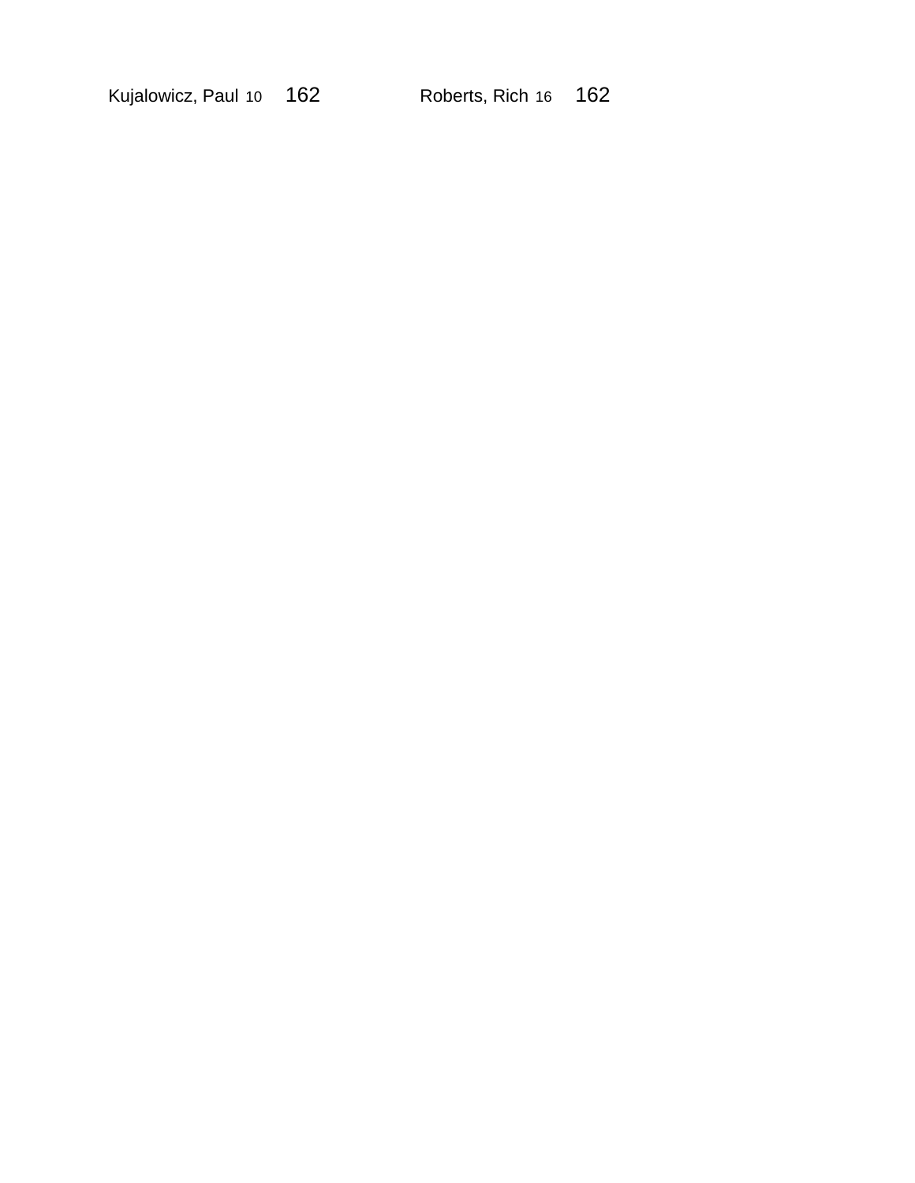| | | | | | |
|---|---|---|---|---|---|
| Kujalowicz, Paul | 10 | 162 | Roberts, Rich | 16 | 162 |